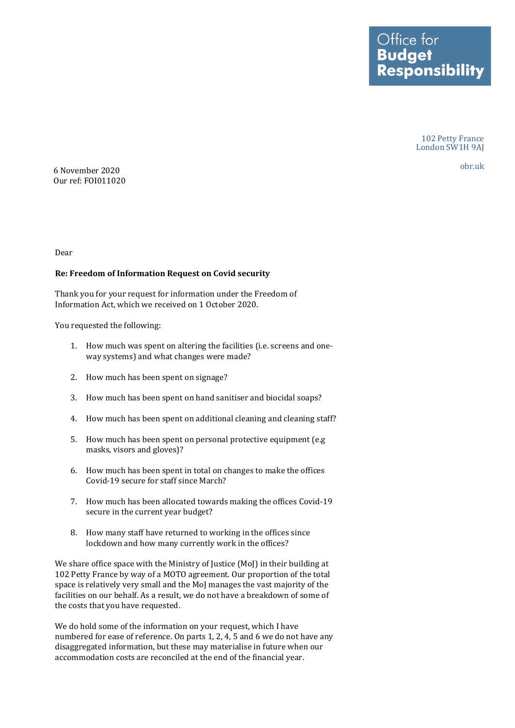Office for **Budget Responsibility**

102 Petty France
London SW1H 9AJ

obr.uk

6 November 2020
Our ref: FOI011020

Dear

**Re: Freedom of Information Request on Covid security**

Thank you for your request for information under the Freedom of Information Act, which we received on 1 October 2020.

You requested the following:

1. How much was spent on altering the facilities (i.e. screens and one-way systems) and what changes were made?

2. How much has been spent on signage?

3. How much has been spent on hand sanitiser and biocidal soaps?

4. How much has been spent on additional cleaning and cleaning staff?

5. How much has been spent on personal protective equipment (e.g masks, visors and gloves)?

6. How much has been spent in total on changes to make the offices Covid-19 secure for staff since March?

7. How much has been allocated towards making the offices Covid-19 secure in the current year budget?

8. How many staff have returned to working in the offices since lockdown and how many currently work in the offices?

We share office space with the Ministry of Justice (MoJ) in their building at 102 Petty France by way of a MOTO agreement. Our proportion of the total space is relatively very small and the MoJ manages the vast majority of the facilities on our behalf. As a result, we do not have a breakdown of some of the costs that you have requested.

We do hold some of the information on your request, which I have numbered for ease of reference. On parts 1, 2, 4, 5 and 6 we do not have any disaggregated information, but these may materialise in future when our accommodation costs are reconciled at the end of the financial year.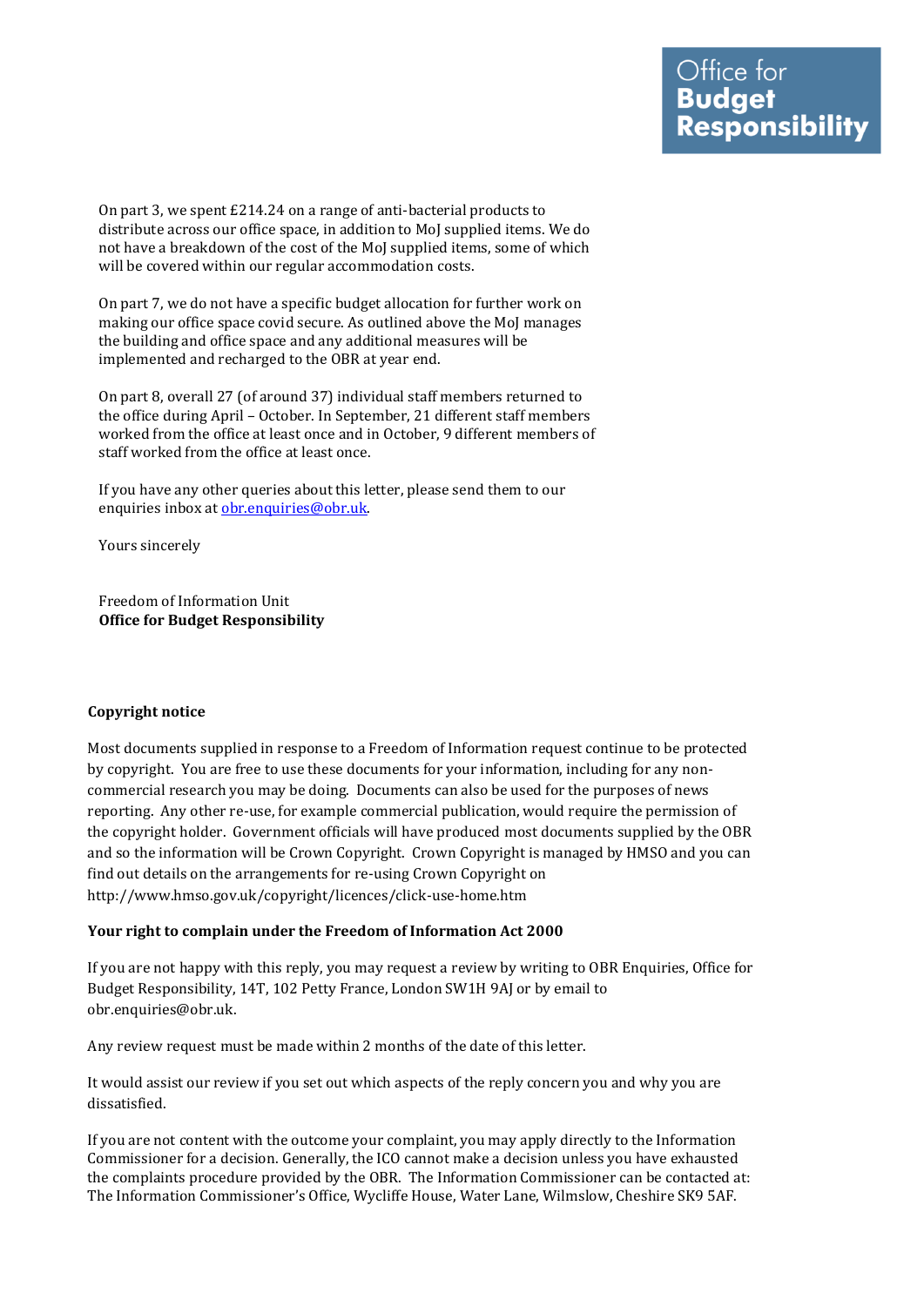On part 3, we spent £214.24 on a range of anti-bacterial products to distribute across our office space, in addition to MoJ supplied items. We do not have a breakdown of the cost of the MoJ supplied items, some of which will be covered within our regular accommodation costs.

On part 7, we do not have a specific budget allocation for further work on making our office space covid secure. As outlined above the MoJ manages the building and office space and any additional measures will be implemented and recharged to the OBR at year end.

On part 8, overall 27 (of around 37) individual staff members returned to the office during April – October. In September, 21 different staff members worked from the office at least once and in October, 9 different members of staff worked from the office at least once.

If you have any other queries about this letter, please send them to our enquiries inbox at obr.enquiries@obr.uk.

Yours sincerely

Freedom of Information Unit
**Office for Budget Responsibility**

**Copyright notice**

Most documents supplied in response to a Freedom of Information request continue to be protected by copyright. You are free to use these documents for your information, including for any non-commercial research you may be doing. Documents can also be used for the purposes of news reporting. Any other re-use, for example commercial publication, would require the permission of the copyright holder. Government officials will have produced most documents supplied by the OBR and so the information will be Crown Copyright. Crown Copyright is managed by HMSO and you can find out details on the arrangements for re-using Crown Copyright on http://www.hmso.gov.uk/copyright/licences/click-use-home.htm

**Your right to complain under the Freedom of Information Act 2000**

If you are not happy with this reply, you may request a review by writing to OBR Enquiries, Office for Budget Responsibility, 14T, 102 Petty France, London SW1H 9AJ or by email to obr.enquiries@obr.uk.

Any review request must be made within 2 months of the date of this letter.

It would assist our review if you set out which aspects of the reply concern you and why you are dissatisfied.

If you are not content with the outcome your complaint, you may apply directly to the Information Commissioner for a decision. Generally, the ICO cannot make a decision unless you have exhausted the complaints procedure provided by the OBR. The Information Commissioner can be contacted at: The Information Commissioner's Office, Wycliffe House, Water Lane, Wilmslow, Cheshire SK9 5AF.